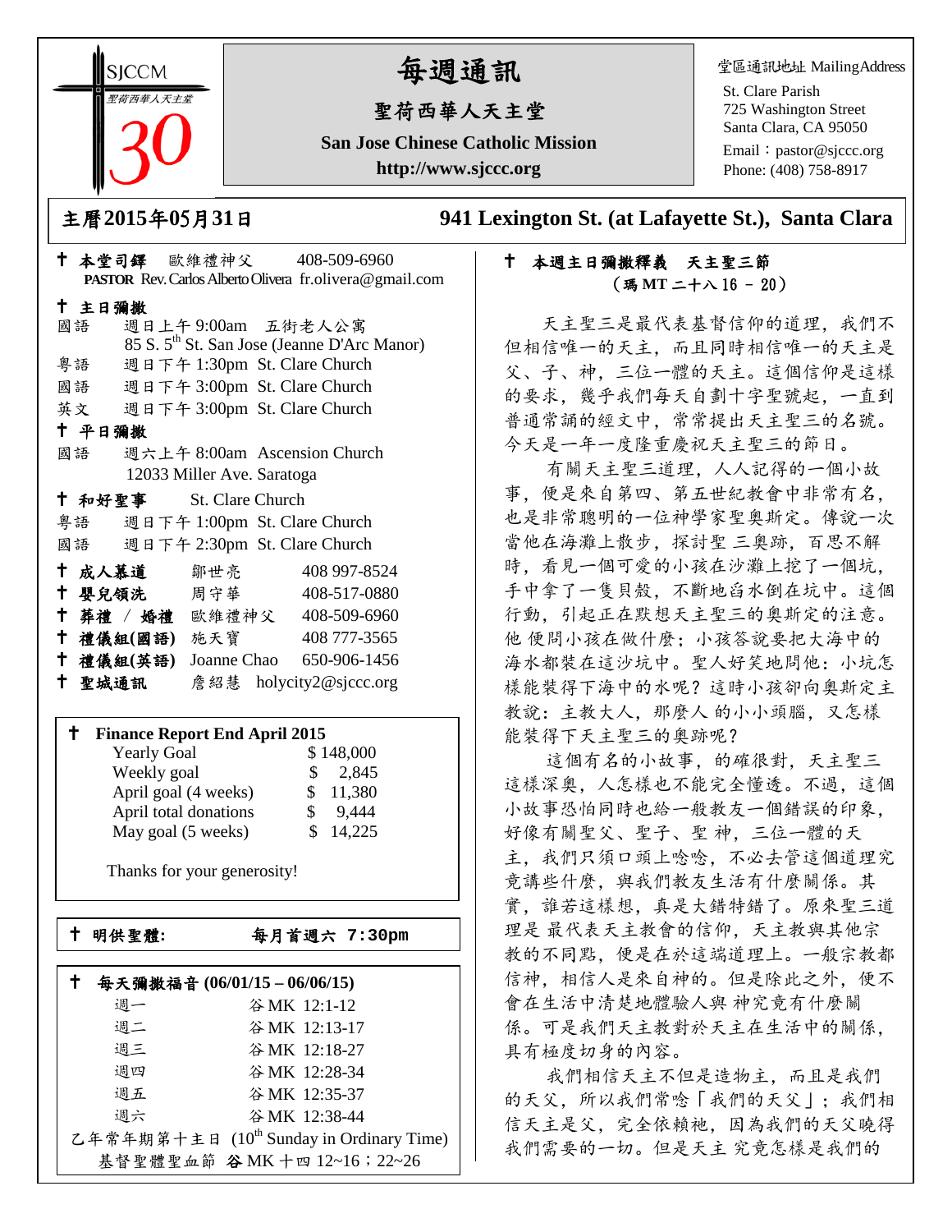SJCCM
聖荷西華人天主堂
30

# 每週通訊

## 聖荷西華人天主堂

**San Jose Chinese Catholic Mission**

**http://www.sjccc.org**

堂區通訊地址 MailingAddress

St. Clare Parish
725 Washington Street
Santa Clara, CA 95050
Email：pastor@sjccc.org
Phone: (408) 758-8917

**主曆2015年05月31日** **941 Lexington St. (at Lafayette St.), Santa Clara**

✝ **本堂司鐸** 歐維禮神父 408-509-6960
**PASTOR** Rev. Carlos Alberto Olivera fr.olivera@gmail.com

✝ **主日彌撒**

國語 週日上午 9:00am 五街老人公寓
85 S. 5th St. San Jose (Jeanne D'Arc Manor)
粵語 週日下午 1:30pm St. Clare Church
國語 週日下午 3:00pm St. Clare Church
英文 週日下午 3:00pm St. Clare Church

✝ **平日彌撒**

國語 週六上午 8:00am Ascension Church
12033 Miller Ave. Saratoga

✝ **和好聖事** St. Clare Church

粵語 週日下午 1:00pm St. Clare Church
國語 週日下午 2:30pm St. Clare Church

✝ **成人慕道** 鄒世亮 408 997-8524
✝ **嬰兒領洗** 周守華 408-517-0880
✝ **葬禮 / 婚禮** 歐維禮神父 408-509-6960
✝ **禮儀組(國語)** 施天寶 408 777-3565
✝ **禮儀組(英語)** Joanne Chao 650-906-1456
✝ **聖城通訊** 詹紹慧 holycity2@sjccc.org

✝ **Finance Report End April 2015**

| | |
|---|---|
| Yearly Goal | $ 148,000 |
| Weekly goal | $ 2,845 |
| April goal (4 weeks) | $ 11,380 |
| April total donations | $ 9,444 |
| May goal (5 weeks) | $ 14,225 |

Thanks for your generosity!

✝ **明供聖體:** **每月首週六 7:30pm**

✝ **每天彌撒福音 (06/01/15 – 06/06/15)**

| | |
|---|---|
| 週一 | 谷 MK 12:1-12 |
| 週二 | 谷 MK 12:13-17 |
| 週三 | 谷 MK 12:18-27 |
| 週四 | 谷 MK 12:28-34 |
| 週五 | 谷 MK 12:35-37 |
| 週六 | 谷 MK 12:38-44 |

乙年常年期第十主日 (10th Sunday in Ordinary Time)
基督聖體聖血節 **谷** MK 十四 12~16；22~26

✝ **本週主日彌撒釋義 天主聖三節**
**(瑪 MT 二十八 16 – 20)**

天主聖三是最代表基督信仰的道理，我們不但相信唯一的天主，而且同時相信唯一的天主是父、子、神，三位一體的天主。這個信仰是這樣的要求，幾乎我們每天自劃十字聖號起，一直到普通常誦的經文中，常常提出天主聖三的名號。今天是一年一度隆重慶祝天主聖三的節日。

有關天主聖三道理，人人記得的一個小故事，便是來自第四、第五世紀教會中非常有名，也是非常聰明的一位神學家聖奧斯定。傳說一次當他在海灘上散步，探討聖 三奧跡，百思不解時，看見一個可愛的小孩在沙灘上挖了一個坑，手中拿了一隻貝殼，不斷地舀水倒在坑中。這個行動，引起正在默想天主聖三的奧斯定的注意。他 便問小孩在做什麼；小孩答說要把大海中的海水都裝在這沙坑中。聖人好笑地問他：小坑怎樣能裝得下海中的水呢？這時小孩卻向奧斯定主教說：主教大人，那麼人 的小小頭腦，又怎樣能裝得下天主聖三的奧跡呢？

這個有名的小故事，的確很對，天主聖三這樣深奧，人怎樣也不能完全懂透。不過，這個小故事恐怕同時也給一般教友一個錯誤的印象，好像有關聖父、聖子、聖 神，三位一體的天主，我們只須口頭上唸唸，不必去管這個道理究竟講些什麼，與我們教友生活有什麼關係。其實，誰若這樣想，真是大錯特錯了。原來聖三道理是 最代表天主教會的信仰，天主教與其他宗教的不同點，便是在於這端道理上。一般宗教都信神，相信人是來自神的。但是除此之外，便不會在生活中清楚地體驗人與 神究竟有什麼關係。可是我們天主教對於天主在生活中的關係，具有極度切身的內容。

我們相信天主不但是造物主，而且是我們的天父，所以我們常唸「我們的天父」；我們相信天主是父，完全依賴祂，因為我們的天父曉得我們需要的一切。但是天主 究竟怎樣是我們的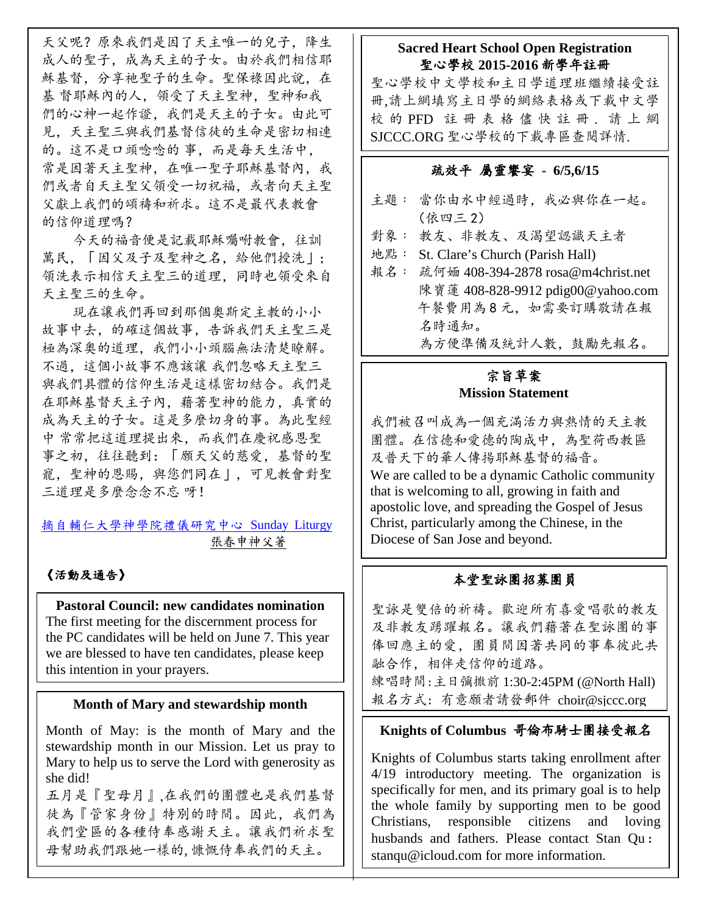天父呢？原來我們是因了天主唯一的兒子，降生成人的聖子，成為天主的子女。由於我們相信耶穌基督，分享祂聖子的生命。聖保祿因此說，在基督耶穌內的人，領受了天主聖神，聖神和我們的心神一起作證，我們是天主的子女。由此可見，天主聖三與我們基督信徒的生命是密切相連的。這不是口頭唸唸的事，而是每天生活中，常是因著天主聖神，在唯一聖子耶穌基督內，我們或者自天主聖父領受一切祝福，或者向天主聖父獻上我們的頌禱和祈求。這不是最代表教會的信仰道理嗎？

今天的福音便是記載耶穌囑咐教會，往訓萬民，「因父及子及聖神之名，給他們授洗」；領洗表示相信天主聖三的道理，同時也領受來自天主聖三的生命。

現在讓我們再回到那個奧斯定主教的小小故事中去，的確這個故事，告訴我們天主聖三是極為深奧的道理，我們小小頭腦無法清楚瞭解。不過，這個小故事不應該讓我們忽略天主聖三與我們具體的信仰生活是這樣密切結合。我們是在耶穌基督天主子內，藉著聖神的能力，真實的成為天主的子女。這是多麼切身的事。為此聖經中常常把這道理提出來，而我們在慶祝感恩聖事之初，往往聽到：「願天父的慈愛，基督的聖寵，聖神的恩賜，與您們同在」，可見教會對聖三道理是多麼念念不忘呀！

摘自輔仁大學神學院禮儀研究中心 Sunday Liturgy
張春申神父著

## 《活動及通告》

**Pastoral Council: new candidates nomination**

The first meeting for the discernment process for the PC candidates will be held on June 7. This year we are blessed to have ten candidates, please keep this intention in your prayers.

**Month of Mary and stewardship month**

Month of May: is the month of Mary and the stewardship month in our Mission. Let us pray to Mary to help us to serve the Lord with generosity as she did!

五月是『聖母月』,在我們的團體也是我們基督徒為『管家身份』特別的時間。因此，我們為我們堂區的各種侍奉感謝天主。讓我們祈求聖母幫助我們跟她一樣的,慷慨侍奉我們的天主。

**Sacred Heart School Open Registration**
**聖心學校 2015-2016 新學年註冊**

聖心學校中文學校和主日學道理班繼續接受註冊,請上網填寫主日學的網絡表格或下載中文學校的 PFD 註冊表格儘快註冊. 請上網 SJCCC.ORG 聖心學校的下載專區查閱詳情.

**疏效平 屬靈饗宴 - 6/5,6/15**

主題： 當你由水中經過時，我必與你在一起。(依四三 2)

對象： 教友、非教友、及渴望認識天主者

地點： St. Clare's Church (Parish Hall)

報名： 疏何婳 408-394-2878 rosa@m4christ.net
陳寶蓮 408-828-9912 pdig00@yahoo.com
午餐費用為 8 元，如需要訂購敬請在報名時通知。
為方便準備及統計人數，鼓勵先報名。

**宗旨草案**
**Mission Statement**

我們被召叫成為一個充滿活力與熱情的天主教團體。在信德和愛德的陶成中，為聖荷西教區及普天下的華人傳揚耶穌基督的福音。

We are called to be a dynamic Catholic community that is welcoming to all, growing in faith and apostolic love, and spreading the Gospel of Jesus Christ, particularly among the Chinese, in the Diocese of San Jose and beyond.

**本堂聖詠團招募團員**

聖詠是雙倍的祈禱。歡迎所有喜愛唱歌的教友及非教友踴躍報名。讓我們藉著在聖詠團的事奉回應主的愛，團員間因著共同的事奉彼此共融合作，相伴走信仰的道路。

練唱時間:主日彌撒前 1:30-2:45PM (@North Hall)

報名方式: 有意願者請發郵件 choir@sjccc.org

**Knights of Columbus 哥倫布騎士團接受報名**

Knights of Columbus starts taking enrollment after 4/19 introductory meeting. The organization is specifically for men, and its primary goal is to help the whole family by supporting men to be good Christians, responsible citizens and loving husbands and fathers. Please contact Stan Qu : stanqu@icloud.com for more information.